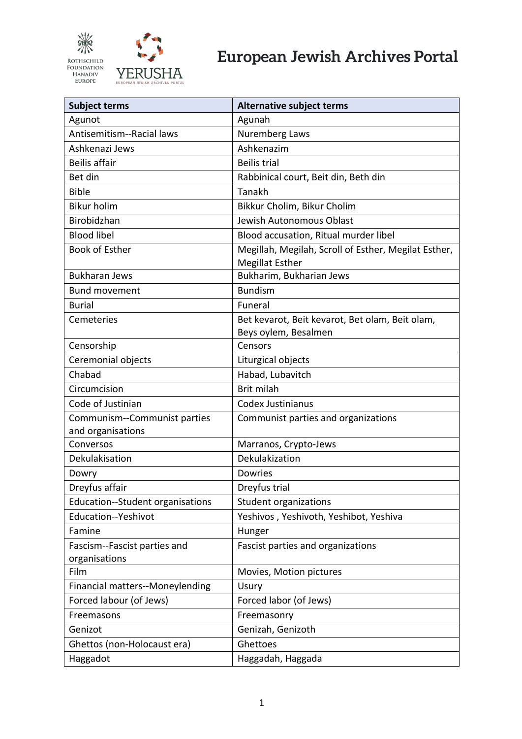# European Jewish Archives Portal

| Subject terms | Alternative subject terms |
|---|---|
| Agunot | Agunah |
| Antisemitism--Racial laws | Nuremberg Laws |
| Ashkenazi Jews | Ashkenazim |
| Beilis affair | Beilis trial |
| Bet din | Rabbinical court, Beit din, Beth din |
| Bible | Tanakh |
| Bikur holim | Bikkur Cholim, Bikur Cholim |
| Birobidzhan | Jewish Autonomous Oblast |
| Blood libel | Blood accusation, Ritual murder libel |
| Book of Esther | Megillah, Megilah, Scroll of Esther, Megilat Esther, Megillat Esther |
| Bukharan Jews | Bukharim, Bukharian Jews |
| Bund movement | Bundism |
| Burial | Funeral |
| Cemeteries | Bet kevarot, Beit kevarot, Bet olam, Beit olam, Beys oylem, Besalmen |
| Censorship | Censors |
| Ceremonial objects | Liturgical objects |
| Chabad | Habad, Lubavitch |
| Circumcision | Brit milah |
| Code of Justinian | Codex Justinianus |
| Communism--Communist parties and organisations | Communist parties and organizations |
| Conversos | Marranos, Crypto-Jews |
| Dekulakisation | Dekulakization |
| Dowry | Dowries |
| Dreyfus affair | Dreyfus trial |
| Education--Student organisations | Student organizations |
| Education--Yeshivot | Yeshivos , Yeshivoth, Yeshibot, Yeshiva |
| Famine | Hunger |
| Fascism--Fascist parties and organisations | Fascist parties and organizations |
| Film | Movies, Motion pictures |
| Financial matters--Moneylending | Usury |
| Forced labour (of Jews) | Forced labor (of Jews) |
| Freemasons | Freemasonry |
| Genizot | Genizah, Genizoth |
| Ghettos (non-Holocaust era) | Ghettoes |
| Haggadot | Haggadah, Haggada |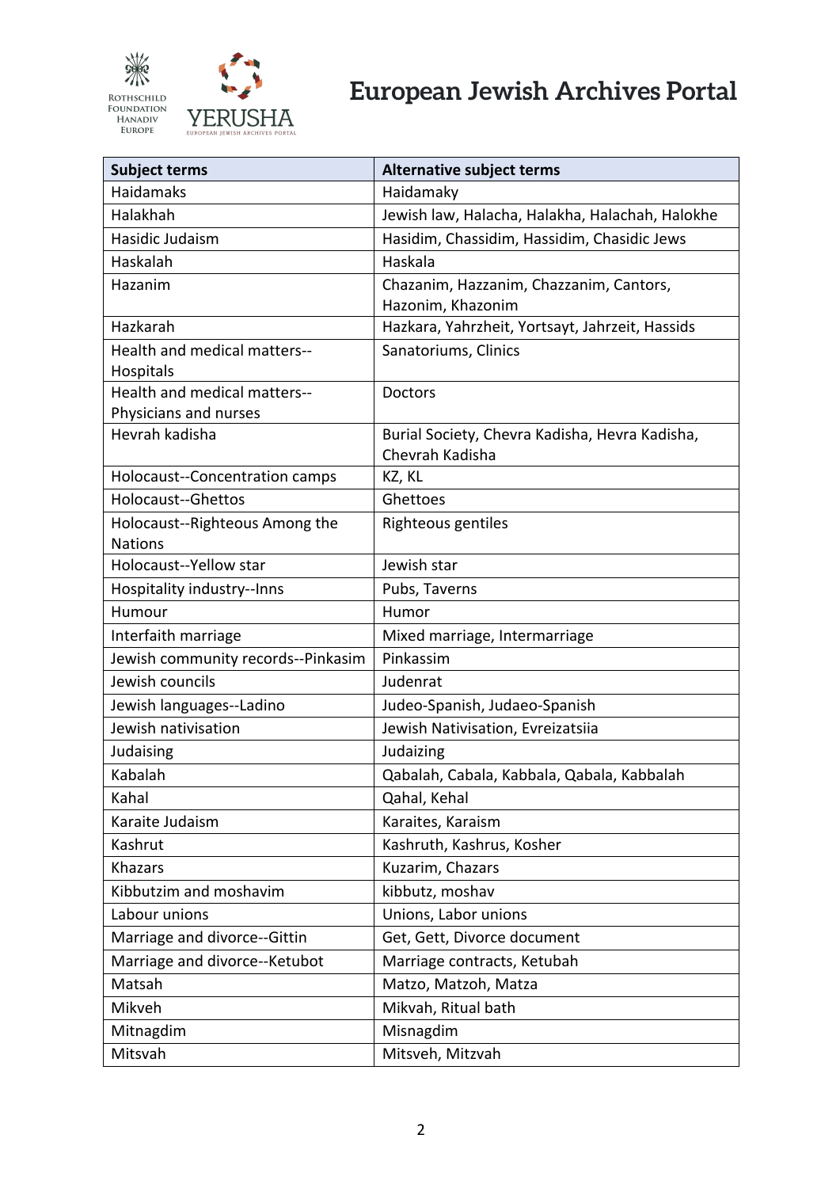| Subject terms | Alternative subject terms |
|---|---|
| Haidamaks | Haidamaky |
| Halakhah | Jewish law, Halacha, Halakha, Halachah, Halokhe |
| Hasidic Judaism | Hasidim, Chassidim, Hassidim, Chasidic Jews |
| Haskalah | Haskala |
| Hazanim | Chazanim, Hazzanim, Chazzanim, Cantors, Hazonim, Khazonim |
| Hazkarah | Hazkara, Yahrzheit, Yortsayt, Jahrzeit, Hassids |
| Health and medical matters--Hospitals | Sanatoriums, Clinics |
| Health and medical matters--Physicians and nurses | Doctors |
| Hevrah kadisha | Burial Society, Chevra Kadisha, Hevra Kadisha, Chevrah Kadisha |
| Holocaust--Concentration camps | KZ, KL |
| Holocaust--Ghettos | Ghettoes |
| Holocaust--Righteous Among the Nations | Righteous gentiles |
| Holocaust--Yellow star | Jewish star |
| Hospitality industry--Inns | Pubs, Taverns |
| Humour | Humor |
| Interfaith marriage | Mixed marriage, Intermarriage |
| Jewish community records--Pinkasim | Pinkassim |
| Jewish councils | Judenrat |
| Jewish languages--Ladino | Judeo-Spanish, Judaeo-Spanish |
| Jewish nativisation | Jewish Nativisation, Evreizatsiia |
| Judaising | Judaizing |
| Kabalah | Qabalah, Cabala, Kabbala, Qabala, Kabbalah |
| Kahal | Qahal, Kehal |
| Karaite Judaism | Karaites, Karaism |
| Kashrut | Kashruth, Kashrus, Kosher |
| Khazars | Kuzarim, Chazars |
| Kibbutzim and moshavim | kibbutz, moshav |
| Labour unions | Unions, Labor unions |
| Marriage and divorce--Gittin | Get, Gett, Divorce document |
| Marriage and divorce--Ketubot | Marriage contracts, Ketubah |
| Matsah | Matzo, Matzoh, Matza |
| Mikveh | Mikvah, Ritual bath |
| Mitnagdim | Misnagdim |
| Mitsvah | Mitsveh, Mitzvah |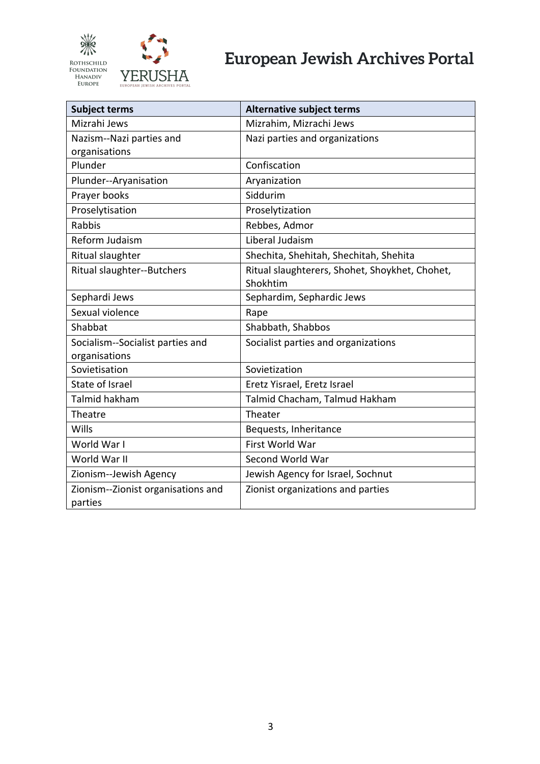| Subject terms | Alternative subject terms |
|---|---|
| Mizrahi Jews | Mizrahim, Mizrachi Jews |
| Nazism--Nazi parties and organisations | Nazi parties and organizations |
| Plunder | Confiscation |
| Plunder--Aryanisation | Aryanization |
| Prayer books | Siddurim |
| Proselytisation | Proselytization |
| Rabbis | Rebbes, Admor |
| Reform Judaism | Liberal Judaism |
| Ritual slaughter | Shechita, Shehitah, Shechitah, Shehita |
| Ritual slaughter--Butchers | Ritual slaughterers, Shohet, Shoykhet, Chohet, Shokhtim |
| Sephardi Jews | Sephardim, Sephardic Jews |
| Sexual violence | Rape |
| Shabbat | Shabbath, Shabbos |
| Socialism--Socialist parties and organisations | Socialist parties and organizations |
| Sovietisation | Sovietization |
| State of Israel | Eretz Yisrael, Eretz Israel |
| Talmid hakham | Talmid Chacham, Talmud Hakham |
| Theatre | Theater |
| Wills | Bequests, Inheritance |
| World War I | First World War |
| World War II | Second World War |
| Zionism--Jewish Agency | Jewish Agency for Israel, Sochnut |
| Zionism--Zionist organisations and parties | Zionist organizations and parties |